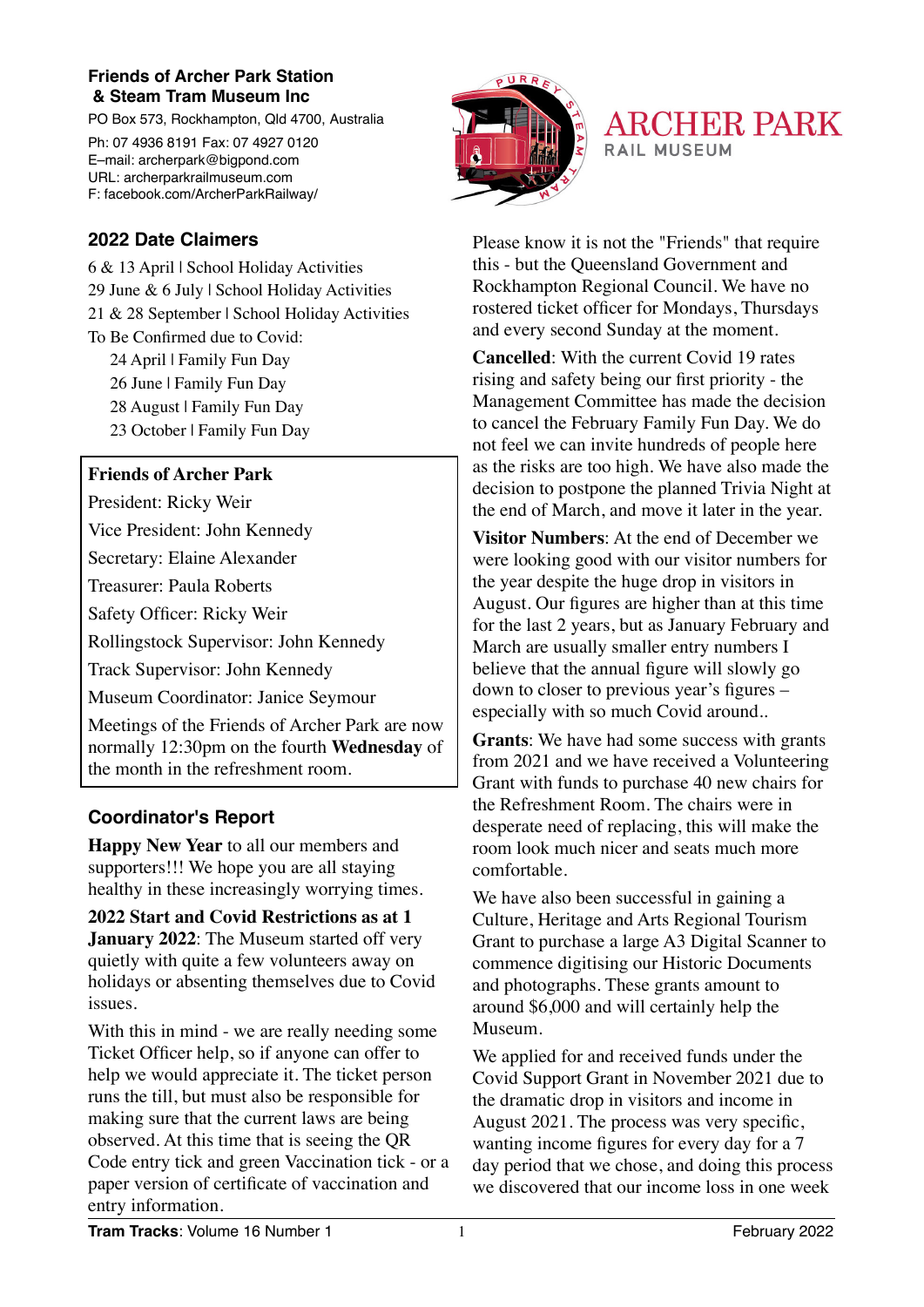**Friends of Archer Park Station & Steam Tram Museum Inc**

PO Box 573, Rockhampton, Qld 4700, Australia

Ph: 07 4936 8191 Fax: 07 4927 0120
E–mail: archerpark@bigpond.com
URL: archerparkrailmuseum.com
F: facebook.com/ArcherParkRailway/

# ARCHER PARK RAIL MUSEUM

## 2022 Date Claimers

6 & 13 April | School Holiday Activities
29 June & 6 July | School Holiday Activities
21 & 28 September | School Holiday Activities
To Be Confirmed due to Covid:
 24 April | Family Fun Day
 26 June | Family Fun Day
 28 August | Family Fun Day
 23 October | Family Fun Day

**Friends of Archer Park**

President: Ricky Weir
Vice President: John Kennedy
Secretary: Elaine Alexander
Treasurer: Paula Roberts
Safety Officer: Ricky Weir
Rollingstock Supervisor: John Kennedy
Track Supervisor: John Kennedy
Museum Coordinator: Janice Seymour

Meetings of the Friends of Archer Park are now normally 12:30pm on the fourth **Wednesday** of the month in the refreshment room.

## Coordinator's Report

**Happy New Year** to all our members and supporters!!! We hope you are all staying healthy in these increasingly worrying times.

**2022 Start and Covid Restrictions as at 1 January 2022**: The Museum started off very quietly with quite a few volunteers away on holidays or absenting themselves due to Covid issues.

With this in mind - we are really needing some Ticket Officer help, so if anyone can offer to help we would appreciate it. The ticket person runs the till, but must also be responsible for making sure that the current laws are being observed. At this time that is seeing the QR Code entry tick and green Vaccination tick - or a paper version of certificate of vaccination and entry information.

Please know it is not the "Friends" that require this - but the Queensland Government and Rockhampton Regional Council. We have no rostered ticket officer for Mondays, Thursdays and every second Sunday at the moment.

**Cancelled**: With the current Covid 19 rates rising and safety being our first priority - the Management Committee has made the decision to cancel the February Family Fun Day. We do not feel we can invite hundreds of people here as the risks are too high. We have also made the decision to postpone the planned Trivia Night at the end of March, and move it later in the year.

**Visitor Numbers**: At the end of December we were looking good with our visitor numbers for the year despite the huge drop in visitors in August. Our figures are higher than at this time for the last 2 years, but as January February and March are usually smaller entry numbers I believe that the annual figure will slowly go down to closer to previous year's figures – especially with so much Covid around..

**Grants**: We have had some success with grants from 2021 and we have received a Volunteering Grant with funds to purchase 40 new chairs for the Refreshment Room. The chairs were in desperate need of replacing, this will make the room look much nicer and seats much more comfortable.

We have also been successful in gaining a Culture, Heritage and Arts Regional Tourism Grant to purchase a large A3 Digital Scanner to commence digitising our Historic Documents and photographs. These grants amount to around $6,000 and will certainly help the Museum.

We applied for and received funds under the Covid Support Grant in November 2021 due to the dramatic drop in visitors and income in August 2021. The process was very specific, wanting income figures for every day for a 7 day period that we chose, and doing this process we discovered that our income loss in one week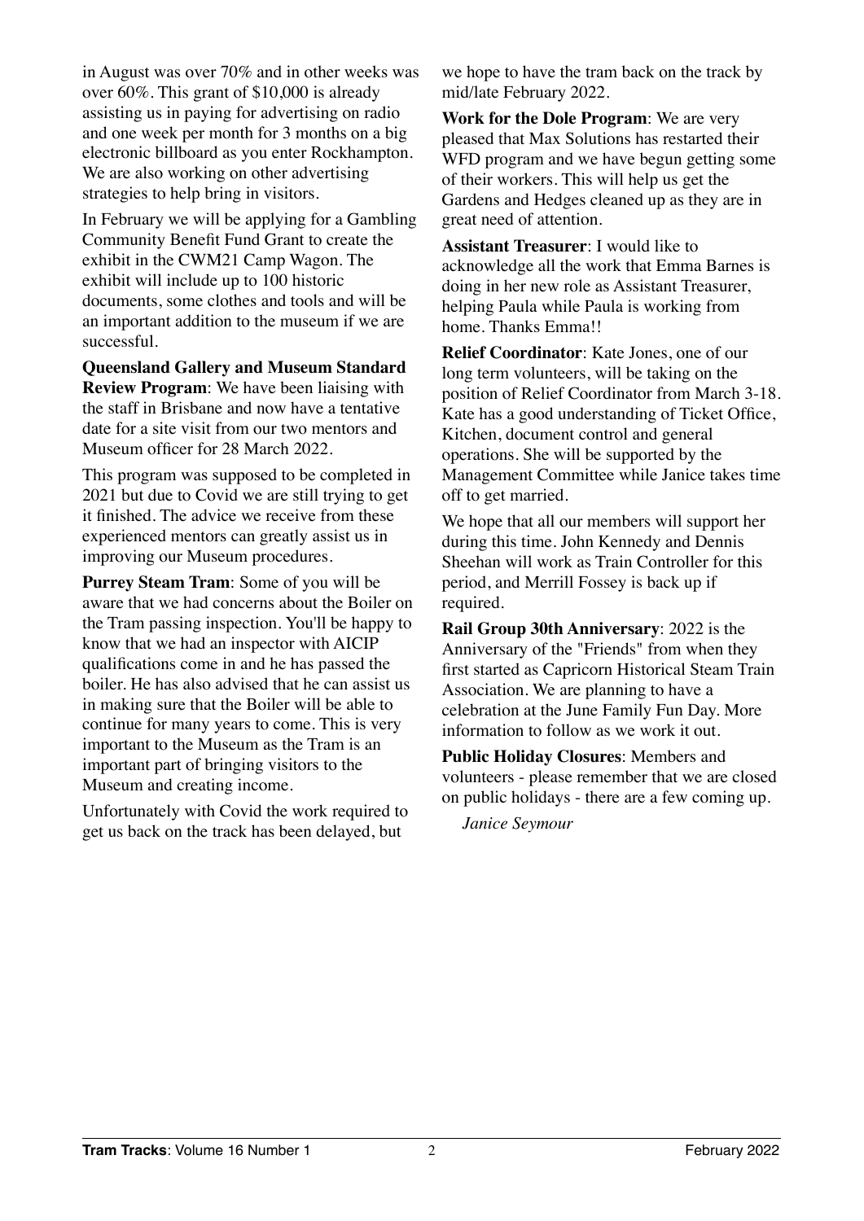in August was over 70% and in other weeks was over 60%. This grant of $10,000 is already assisting us in paying for advertising on radio and one week per month for 3 months on a big electronic billboard as you enter Rockhampton. We are also working on other advertising strategies to help bring in visitors.

In February we will be applying for a Gambling Community Benefit Fund Grant to create the exhibit in the CWM21 Camp Wagon. The exhibit will include up to 100 historic documents, some clothes and tools and will be an important addition to the museum if we are successful.

**Queensland Gallery and Museum Standard Review Program**: We have been liaising with the staff in Brisbane and now have a tentative date for a site visit from our two mentors and Museum officer for 28 March 2022.

This program was supposed to be completed in 2021 but due to Covid we are still trying to get it finished. The advice we receive from these experienced mentors can greatly assist us in improving our Museum procedures.

**Purrey Steam Tram**: Some of you will be aware that we had concerns about the Boiler on the Tram passing inspection. You'll be happy to know that we had an inspector with AICIP qualifications come in and he has passed the boiler. He has also advised that he can assist us in making sure that the Boiler will be able to continue for many years to come. This is very important to the Museum as the Tram is an important part of bringing visitors to the Museum and creating income.

Unfortunately with Covid the work required to get us back on the track has been delayed, but we hope to have the tram back on the track by mid/late February 2022.

**Work for the Dole Program**: We are very pleased that Max Solutions has restarted their WFD program and we have begun getting some of their workers. This will help us get the Gardens and Hedges cleaned up as they are in great need of attention.

**Assistant Treasurer**: I would like to acknowledge all the work that Emma Barnes is doing in her new role as Assistant Treasurer, helping Paula while Paula is working from home. Thanks Emma!!

**Relief Coordinator**: Kate Jones, one of our long term volunteers, will be taking on the position of Relief Coordinator from March 3-18. Kate has a good understanding of Ticket Office, Kitchen, document control and general operations. She will be supported by the Management Committee while Janice takes time off to get married.

We hope that all our members will support her during this time. John Kennedy and Dennis Sheehan will work as Train Controller for this period, and Merrill Fossey is back up if required.

**Rail Group 30th Anniversary**: 2022 is the Anniversary of the "Friends" from when they first started as Capricorn Historical Steam Train Association. We are planning to have a celebration at the June Family Fun Day. More information to follow as we work it out.

**Public Holiday Closures**: Members and volunteers - please remember that we are closed on public holidays - there are a few coming up.

*Janice Seymour*